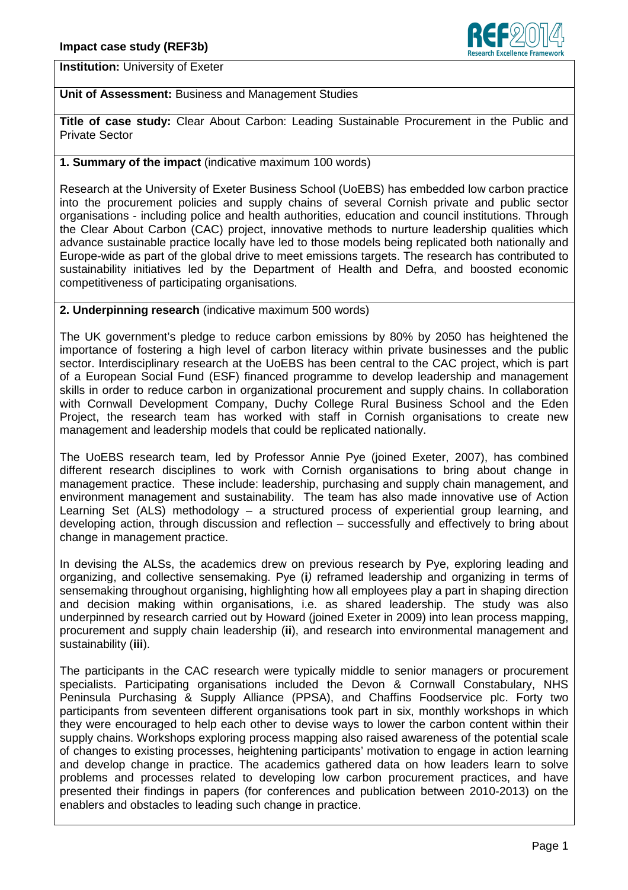**Impact case study (REF3b)**

**Institution:** University of Exeter

**Unit of Assessment:** Business and Management Studies

**Title of case study:** Clear About Carbon: Leading Sustainable Procurement in the Public and Private Sector

## 1. Summary of the impact (indicative maximum 100 words)

Research at the University of Exeter Business School (UoEBS) has embedded low carbon practice into the procurement policies and supply chains of several Cornish private and public sector organisations - including police and health authorities, education and council institutions. Through the Clear About Carbon (CAC) project, innovative methods to nurture leadership qualities which advance sustainable practice locally have led to those models being replicated both nationally and Europe-wide as part of the global drive to meet emissions targets. The research has contributed to sustainability initiatives led by the Department of Health and Defra, and boosted economic competitiveness of participating organisations.

## 2. Underpinning research (indicative maximum 500 words)

The UK government's pledge to reduce carbon emissions by 80% by 2050 has heightened the importance of fostering a high level of carbon literacy within private businesses and the public sector. Interdisciplinary research at the UoEBS has been central to the CAC project, which is part of a European Social Fund (ESF) financed programme to develop leadership and management skills in order to reduce carbon in organizational procurement and supply chains. In collaboration with Cornwall Development Company, Duchy College Rural Business School and the Eden Project, the research team has worked with staff in Cornish organisations to create new management and leadership models that could be replicated nationally.

The UoEBS research team, led by Professor Annie Pye (joined Exeter, 2007), has combined different research disciplines to work with Cornish organisations to bring about change in management practice. These include: leadership, purchasing and supply chain management, and environment management and sustainability. The team has also made innovative use of Action Learning Set (ALS) methodology – a structured process of experiential group learning, and developing action, through discussion and reflection – successfully and effectively to bring about change in management practice.

In devising the ALSs, the academics drew on previous research by Pye, exploring leading and organizing, and collective sensemaking. Pye (**i***)* reframed leadership and organizing in terms of sensemaking throughout organising, highlighting how all employees play a part in shaping direction and decision making within organisations, i.e. as shared leadership. The study was also underpinned by research carried out by Howard (joined Exeter in 2009) into lean process mapping, procurement and supply chain leadership (**ii**), and research into environmental management and sustainability (**iii**).

The participants in the CAC research were typically middle to senior managers or procurement specialists. Participating organisations included the Devon & Cornwall Constabulary, NHS Peninsula Purchasing & Supply Alliance (PPSA), and Chaffins Foodservice plc. Forty two participants from seventeen different organisations took part in six, monthly workshops in which they were encouraged to help each other to devise ways to lower the carbon content within their supply chains. Workshops exploring process mapping also raised awareness of the potential scale of changes to existing processes, heightening participants' motivation to engage in action learning and develop change in practice. The academics gathered data on how leaders learn to solve problems and processes related to developing low carbon procurement practices, and have presented their findings in papers (for conferences and publication between 2010-2013) on the enablers and obstacles to leading such change in practice.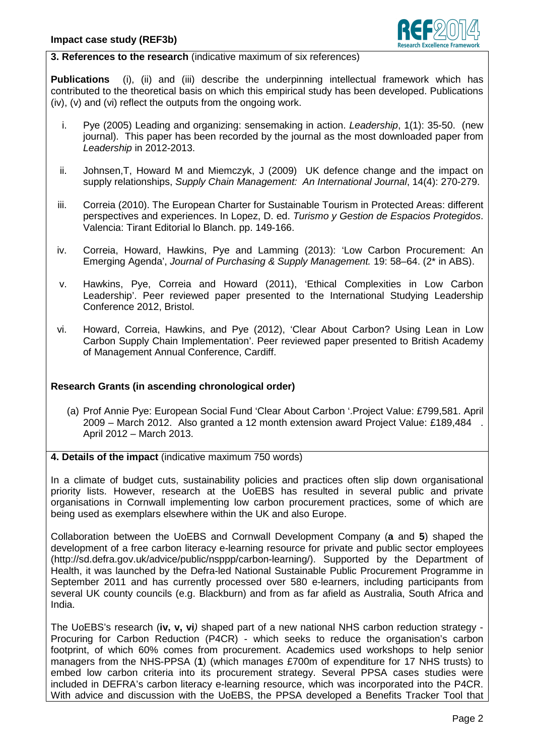### 3. References to the research (indicative maximum of six references)

**Publications** (i), (ii) and (iii) describe the underpinning intellectual framework which has contributed to the theoretical basis on which this empirical study has been developed. Publications (iv), (v) and (vi) reflect the outputs from the ongoing work.

i. Pye (2005) Leading and organizing: sensemaking in action. *Leadership*, 1(1): 35-50. (new journal). This paper has been recorded by the journal as the most downloaded paper from *Leadership* in 2012-2013.

ii. Johnsen,T, Howard M and Miemczyk, J (2009) UK defence change and the impact on supply relationships, *Supply Chain Management: An International Journal*, 14(4): 270-279.

iii. Correia (2010). The European Charter for Sustainable Tourism in Protected Areas: different perspectives and experiences. In Lopez, D. ed. *Turismo y Gestion de Espacios Protegidos*. Valencia: Tirant Editorial lo Blanch. pp. 149-166.

iv. Correia, Howard, Hawkins, Pye and Lamming (2013): 'Low Carbon Procurement: An Emerging Agenda', *Journal of Purchasing & Supply Management.* 19: 58–64. (2* in ABS).

v. Hawkins, Pye, Correia and Howard (2011), 'Ethical Complexities in Low Carbon Leadership'. Peer reviewed paper presented to the International Studying Leadership Conference 2012, Bristol.

vi. Howard, Correia, Hawkins, and Pye (2012), 'Clear About Carbon? Using Lean in Low Carbon Supply Chain Implementation'. Peer reviewed paper presented to British Academy of Management Annual Conference, Cardiff.

**Research Grants (in ascending chronological order)**

(a) Prof Annie Pye: European Social Fund 'Clear About Carbon '.Project Value: £799,581. April 2009 – March 2012. Also granted a 12 month extension award Project Value: £189,484 . April 2012 – March 2013.

### 4. Details of the impact (indicative maximum 750 words)

In a climate of budget cuts, sustainability policies and practices often slip down organisational priority lists. However, research at the UoEBS has resulted in several public and private organisations in Cornwall implementing low carbon procurement practices, some of which are being used as exemplars elsewhere within the UK and also Europe.

Collaboration between the UoEBS and Cornwall Development Company (**a** and **5**) shaped the development of a free carbon literacy e-learning resource for private and public sector employees (http://sd.defra.gov.uk/advice/public/nsppp/carbon-learning/). Supported by the Department of Health, it was launched by the Defra-led National Sustainable Public Procurement Programme in September 2011 and has currently processed over 580 e-learners, including participants from several UK county councils (e.g. Blackburn) and from as far afield as Australia, South Africa and India.

The UoEBS's research (**iv, v, vi***)* shaped part of a new national NHS carbon reduction strategy - Procuring for Carbon Reduction (P4CR) - which seeks to reduce the organisation's carbon footprint, of which 60% comes from procurement. Academics used workshops to help senior managers from the NHS-PPSA (**1**) (which manages £700m of expenditure for 17 NHS trusts) to embed low carbon criteria into its procurement strategy. Several PPSA cases studies were included in DEFRA's carbon literacy e-learning resource, which was incorporated into the P4CR. With advice and discussion with the UoEBS, the PPSA developed a Benefits Tracker Tool that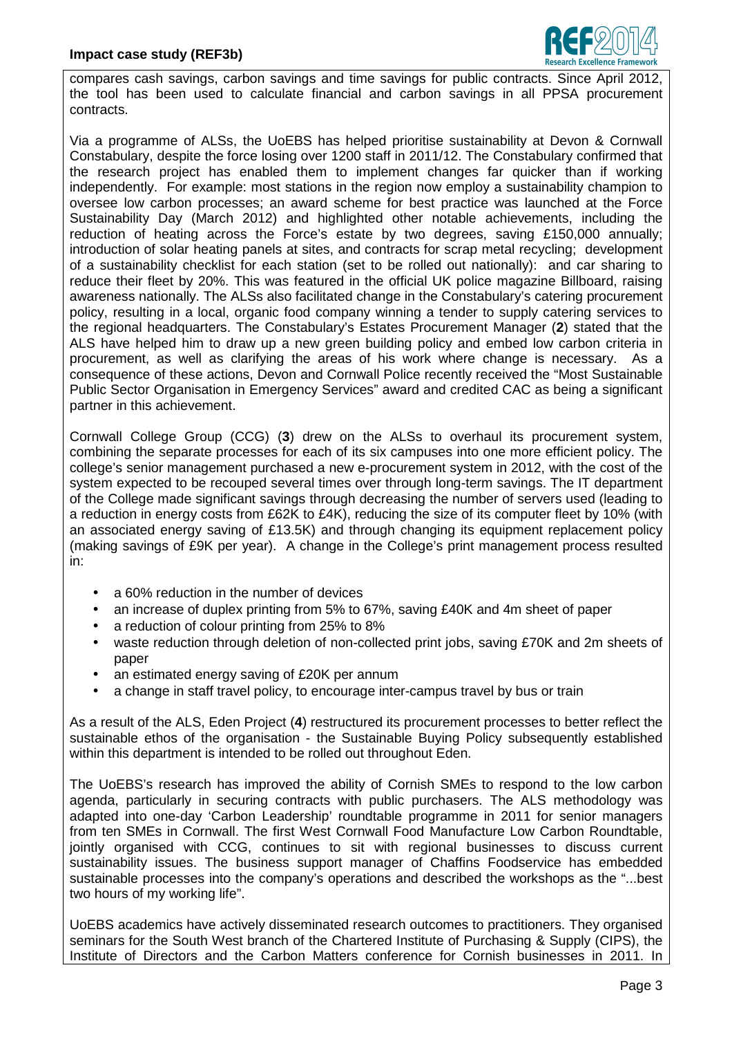compares cash savings, carbon savings and time savings for public contracts. Since April 2012, the tool has been used to calculate financial and carbon savings in all PPSA procurement contracts.

Via a programme of ALSs, the UoEBS has helped prioritise sustainability at Devon & Cornwall Constabulary, despite the force losing over 1200 staff in 2011/12. The Constabulary confirmed that the research project has enabled them to implement changes far quicker than if working independently. For example: most stations in the region now employ a sustainability champion to oversee low carbon processes; an award scheme for best practice was launched at the Force Sustainability Day (March 2012) and highlighted other notable achievements, including the reduction of heating across the Force's estate by two degrees, saving £150,000 annually; introduction of solar heating panels at sites, and contracts for scrap metal recycling; development of a sustainability checklist for each station (set to be rolled out nationally): and car sharing to reduce their fleet by 20%. This was featured in the official UK police magazine Billboard, raising awareness nationally. The ALSs also facilitated change in the Constabulary's catering procurement policy, resulting in a local, organic food company winning a tender to supply catering services to the regional headquarters. The Constabulary's Estates Procurement Manager (**2**) stated that the ALS have helped him to draw up a new green building policy and embed low carbon criteria in procurement, as well as clarifying the areas of his work where change is necessary. As a consequence of these actions, Devon and Cornwall Police recently received the "Most Sustainable Public Sector Organisation in Emergency Services" award and credited CAC as being a significant partner in this achievement.

Cornwall College Group (CCG) (**3**) drew on the ALSs to overhaul its procurement system, combining the separate processes for each of its six campuses into one more efficient policy. The college's senior management purchased a new e-procurement system in 2012, with the cost of the system expected to be recouped several times over through long-term savings. The IT department of the College made significant savings through decreasing the number of servers used (leading to a reduction in energy costs from £62K to £4K), reducing the size of its computer fleet by 10% (with an associated energy saving of £13.5K) and through changing its equipment replacement policy (making savings of £9K per year). A change in the College's print management process resulted in:

- a 60% reduction in the number of devices
- an increase of duplex printing from 5% to 67%, saving £40K and 4m sheet of paper
- a reduction of colour printing from 25% to 8%
- waste reduction through deletion of non-collected print jobs, saving £70K and 2m sheets of paper
- an estimated energy saving of £20K per annum
- a change in staff travel policy, to encourage inter-campus travel by bus or train

As a result of the ALS, Eden Project (**4**) restructured its procurement processes to better reflect the sustainable ethos of the organisation - the Sustainable Buying Policy subsequently established within this department is intended to be rolled out throughout Eden.

The UoEBS's research has improved the ability of Cornish SMEs to respond to the low carbon agenda, particularly in securing contracts with public purchasers. The ALS methodology was adapted into one-day 'Carbon Leadership' roundtable programme in 2011 for senior managers from ten SMEs in Cornwall. The first West Cornwall Food Manufacture Low Carbon Roundtable, jointly organised with CCG, continues to sit with regional businesses to discuss current sustainability issues. The business support manager of Chaffins Foodservice has embedded sustainable processes into the company's operations and described the workshops as the "...best two hours of my working life".

UoEBS academics have actively disseminated research outcomes to practitioners. They organised seminars for the South West branch of the Chartered Institute of Purchasing & Supply (CIPS), the Institute of Directors and the Carbon Matters conference for Cornish businesses in 2011. In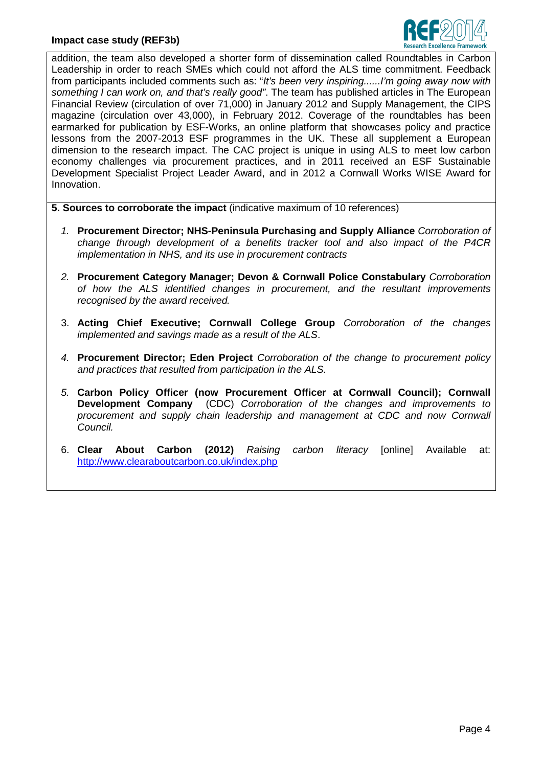addition, the team also developed a shorter form of dissemination called Roundtables in Carbon Leadership in order to reach SMEs which could not afford the ALS time commitment. Feedback from participants included comments such as: "*It's been very inspiring......I'm going away now with something I can work on, and that's really good"*. The team has published articles in The European Financial Review (circulation of over 71,000) in January 2012 and Supply Management, the CIPS magazine (circulation over 43,000), in February 2012. Coverage of the roundtables has been earmarked for publication by ESF-Works, an online platform that showcases policy and practice lessons from the 2007-2013 ESF programmes in the UK. These all supplement a European dimension to the research impact. The CAC project is unique in using ALS to meet low carbon economy challenges via procurement practices, and in 2011 received an ESF Sustainable Development Specialist Project Leader Award, and in 2012 a Cornwall Works WISE Award for Innovation.

**5. Sources to corroborate the impact** (indicative maximum of 10 references)

1. **Procurement Director; NHS-Peninsula Purchasing and Supply Alliance** *Corroboration of change through development of a benefits tracker tool and also impact of the P4CR implementation in NHS, and its use in procurement contracts*
2. **Procurement Category Manager; Devon & Cornwall Police Constabulary** *Corroboration of how the ALS identified changes in procurement, and the resultant improvements recognised by the award received.*
3. **Acting Chief Executive; Cornwall College Group** *Corroboration of the changes implemented and savings made as a result of the ALS*.
4. **Procurement Director; Eden Project** *Corroboration of the change to procurement policy and practices that resulted from participation in the ALS.*
5. **Carbon Policy Officer (now Procurement Officer at Cornwall Council); Cornwall Development Company** (CDC) *Corroboration of the changes and improvements to procurement and supply chain leadership and management at CDC and now Cornwall Council.*
6. **Clear About Carbon (2012)** *Raising carbon literacy* [online] Available at: http://www.clearaboutcarbon.co.uk/index.php